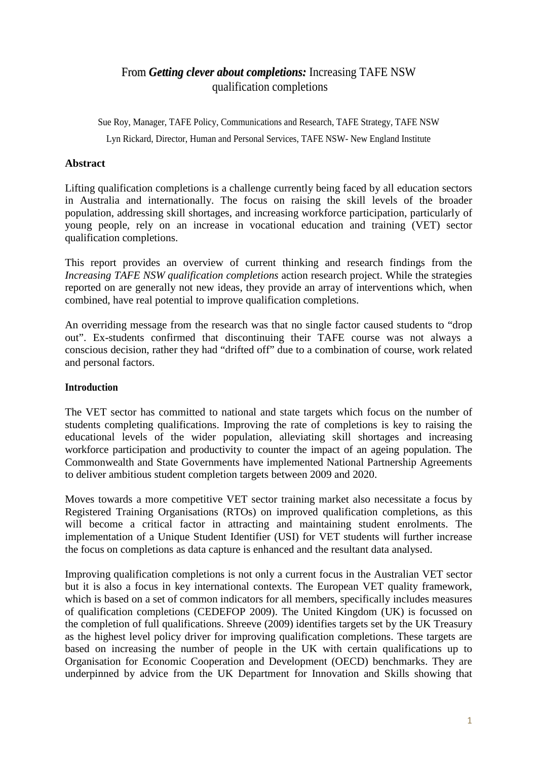# From ***Getting clever about completions:*** Increasing TAFE NSW qualification completions

Sue Roy, Manager, TAFE Policy, Communications and Research, TAFE Strategy, TAFE NSW

Lyn Rickard, Director, Human and Personal Services, TAFE NSW- New England Institute

## Abstract

Lifting qualification completions is a challenge currently being faced by all education sectors in Australia and internationally. The focus on raising the skill levels of the broader population, addressing skill shortages, and increasing workforce participation, particularly of young people, rely on an increase in vocational education and training (VET) sector qualification completions.

This report provides an overview of current thinking and research findings from the *Increasing TAFE NSW qualification completions* action research project. While the strategies reported on are generally not new ideas, they provide an array of interventions which, when combined, have real potential to improve qualification completions.

An overriding message from the research was that no single factor caused students to "drop out". Ex-students confirmed that discontinuing their TAFE course was not always a conscious decision, rather they had "drifted off" due to a combination of course, work related and personal factors.

### Introduction

The VET sector has committed to national and state targets which focus on the number of students completing qualifications. Improving the rate of completions is key to raising the educational levels of the wider population, alleviating skill shortages and increasing workforce participation and productivity to counter the impact of an ageing population. The Commonwealth and State Governments have implemented National Partnership Agreements to deliver ambitious student completion targets between 2009 and 2020.

Moves towards a more competitive VET sector training market also necessitate a focus by Registered Training Organisations (RTOs) on improved qualification completions, as this will become a critical factor in attracting and maintaining student enrolments. The implementation of a Unique Student Identifier (USI) for VET students will further increase the focus on completions as data capture is enhanced and the resultant data analysed.

Improving qualification completions is not only a current focus in the Australian VET sector but it is also a focus in key international contexts. The European VET quality framework, which is based on a set of common indicators for all members, specifically includes measures of qualification completions (CEDEFOP 2009). The United Kingdom (UK) is focussed on the completion of full qualifications. Shreeve (2009) identifies targets set by the UK Treasury as the highest level policy driver for improving qualification completions. These targets are based on increasing the number of people in the UK with certain qualifications up to Organisation for Economic Cooperation and Development (OECD) benchmarks. They are underpinned by advice from the UK Department for Innovation and Skills showing that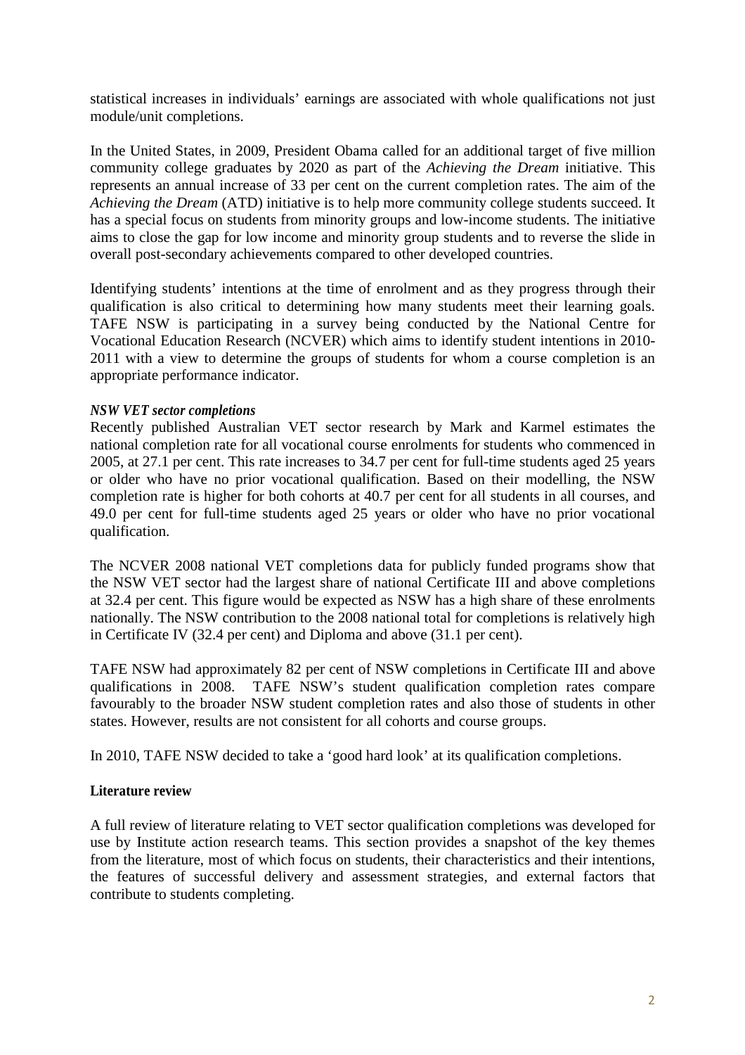statistical increases in individuals' earnings are associated with whole qualifications not just module/unit completions.

In the United States, in 2009, President Obama called for an additional target of five million community college graduates by 2020 as part of the *Achieving the Dream* initiative. This represents an annual increase of 33 per cent on the current completion rates. The aim of the *Achieving the Dream* (ATD) initiative is to help more community college students succeed. It has a special focus on students from minority groups and low-income students. The initiative aims to close the gap for low income and minority group students and to reverse the slide in overall post-secondary achievements compared to other developed countries.

Identifying students' intentions at the time of enrolment and as they progress through their qualification is also critical to determining how many students meet their learning goals. TAFE NSW is participating in a survey being conducted by the National Centre for Vocational Education Research (NCVER) which aims to identify student intentions in 2010-2011 with a view to determine the groups of students for whom a course completion is an appropriate performance indicator.

***NSW VET sector completions***

Recently published Australian VET sector research by Mark and Karmel estimates the national completion rate for all vocational course enrolments for students who commenced in 2005, at 27.1 per cent. This rate increases to 34.7 per cent for full-time students aged 25 years or older who have no prior vocational qualification. Based on their modelling, the NSW completion rate is higher for both cohorts at 40.7 per cent for all students in all courses, and 49.0 per cent for full-time students aged 25 years or older who have no prior vocational qualification.

The NCVER 2008 national VET completions data for publicly funded programs show that the NSW VET sector had the largest share of national Certificate III and above completions at 32.4 per cent. This figure would be expected as NSW has a high share of these enrolments nationally. The NSW contribution to the 2008 national total for completions is relatively high in Certificate IV (32.4 per cent) and Diploma and above (31.1 per cent).

TAFE NSW had approximately 82 per cent of NSW completions in Certificate III and above qualifications in 2008. TAFE NSW's student qualification completion rates compare favourably to the broader NSW student completion rates and also those of students in other states. However, results are not consistent for all cohorts and course groups.

In 2010, TAFE NSW decided to take a 'good hard look' at its qualification completions.

**Literature review**

A full review of literature relating to VET sector qualification completions was developed for use by Institute action research teams. This section provides a snapshot of the key themes from the literature, most of which focus on students, their characteristics and their intentions, the features of successful delivery and assessment strategies, and external factors that contribute to students completing.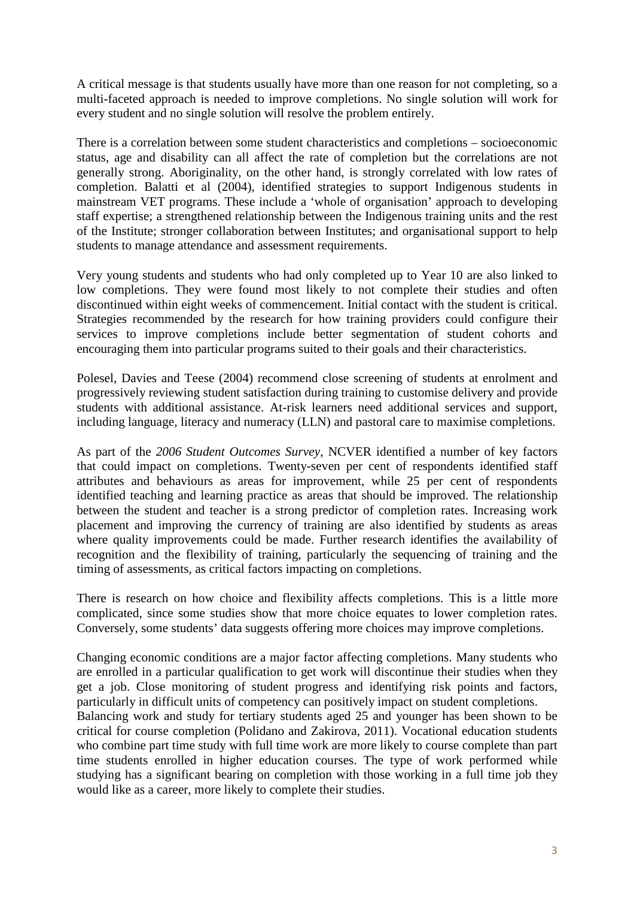A critical message is that students usually have more than one reason for not completing, so a multi-faceted approach is needed to improve completions. No single solution will work for every student and no single solution will resolve the problem entirely.

There is a correlation between some student characteristics and completions – socioeconomic status, age and disability can all affect the rate of completion but the correlations are not generally strong. Aboriginality, on the other hand, is strongly correlated with low rates of completion. Balatti et al (2004), identified strategies to support Indigenous students in mainstream VET programs. These include a 'whole of organisation' approach to developing staff expertise; a strengthened relationship between the Indigenous training units and the rest of the Institute; stronger collaboration between Institutes; and organisational support to help students to manage attendance and assessment requirements.

Very young students and students who had only completed up to Year 10 are also linked to low completions. They were found most likely to not complete their studies and often discontinued within eight weeks of commencement. Initial contact with the student is critical. Strategies recommended by the research for how training providers could configure their services to improve completions include better segmentation of student cohorts and encouraging them into particular programs suited to their goals and their characteristics.

Polesel, Davies and Teese (2004) recommend close screening of students at enrolment and progressively reviewing student satisfaction during training to customise delivery and provide students with additional assistance. At-risk learners need additional services and support, including language, literacy and numeracy (LLN) and pastoral care to maximise completions.

As part of the *2006 Student Outcomes Survey*, NCVER identified a number of key factors that could impact on completions. Twenty-seven per cent of respondents identified staff attributes and behaviours as areas for improvement, while 25 per cent of respondents identified teaching and learning practice as areas that should be improved. The relationship between the student and teacher is a strong predictor of completion rates. Increasing work placement and improving the currency of training are also identified by students as areas where quality improvements could be made. Further research identifies the availability of recognition and the flexibility of training, particularly the sequencing of training and the timing of assessments, as critical factors impacting on completions.

There is research on how choice and flexibility affects completions. This is a little more complicated, since some studies show that more choice equates to lower completion rates. Conversely, some students' data suggests offering more choices may improve completions.

Changing economic conditions are a major factor affecting completions. Many students who are enrolled in a particular qualification to get work will discontinue their studies when they get a job. Close monitoring of student progress and identifying risk points and factors, particularly in difficult units of competency can positively impact on student completions.
Balancing work and study for tertiary students aged 25 and younger has been shown to be critical for course completion (Polidano and Zakirova, 2011). Vocational education students who combine part time study with full time work are more likely to course complete than part time students enrolled in higher education courses. The type of work performed while studying has a significant bearing on completion with those working in a full time job they would like as a career, more likely to complete their studies.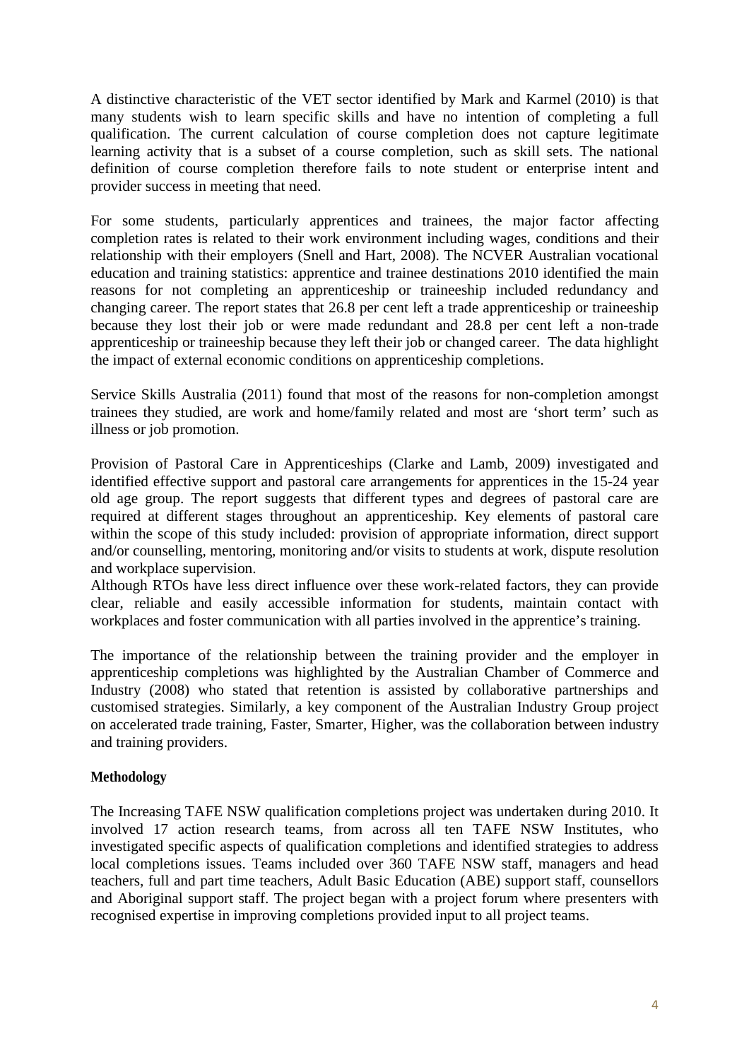A distinctive characteristic of the VET sector identified by Mark and Karmel (2010) is that many students wish to learn specific skills and have no intention of completing a full qualification. The current calculation of course completion does not capture legitimate learning activity that is a subset of a course completion, such as skill sets. The national definition of course completion therefore fails to note student or enterprise intent and provider success in meeting that need.

For some students, particularly apprentices and trainees, the major factor affecting completion rates is related to their work environment including wages, conditions and their relationship with their employers (Snell and Hart, 2008). The NCVER Australian vocational education and training statistics: apprentice and trainee destinations 2010 identified the main reasons for not completing an apprenticeship or traineeship included redundancy and changing career. The report states that 26.8 per cent left a trade apprenticeship or traineeship because they lost their job or were made redundant and 28.8 per cent left a non-trade apprenticeship or traineeship because they left their job or changed career. The data highlight the impact of external economic conditions on apprenticeship completions.

Service Skills Australia (2011) found that most of the reasons for non-completion amongst trainees they studied, are work and home/family related and most are 'short term' such as illness or job promotion.

Provision of Pastoral Care in Apprenticeships (Clarke and Lamb, 2009) investigated and identified effective support and pastoral care arrangements for apprentices in the 15-24 year old age group. The report suggests that different types and degrees of pastoral care are required at different stages throughout an apprenticeship. Key elements of pastoral care within the scope of this study included: provision of appropriate information, direct support and/or counselling, mentoring, monitoring and/or visits to students at work, dispute resolution and workplace supervision.

Although RTOs have less direct influence over these work-related factors, they can provide clear, reliable and easily accessible information for students, maintain contact with workplaces and foster communication with all parties involved in the apprentice's training.

The importance of the relationship between the training provider and the employer in apprenticeship completions was highlighted by the Australian Chamber of Commerce and Industry (2008) who stated that retention is assisted by collaborative partnerships and customised strategies. Similarly, a key component of the Australian Industry Group project on accelerated trade training, Faster, Smarter, Higher, was the collaboration between industry and training providers.

**Methodology**

The Increasing TAFE NSW qualification completions project was undertaken during 2010. It involved 17 action research teams, from across all ten TAFE NSW Institutes, who investigated specific aspects of qualification completions and identified strategies to address local completions issues. Teams included over 360 TAFE NSW staff, managers and head teachers, full and part time teachers, Adult Basic Education (ABE) support staff, counsellors and Aboriginal support staff. The project began with a project forum where presenters with recognised expertise in improving completions provided input to all project teams.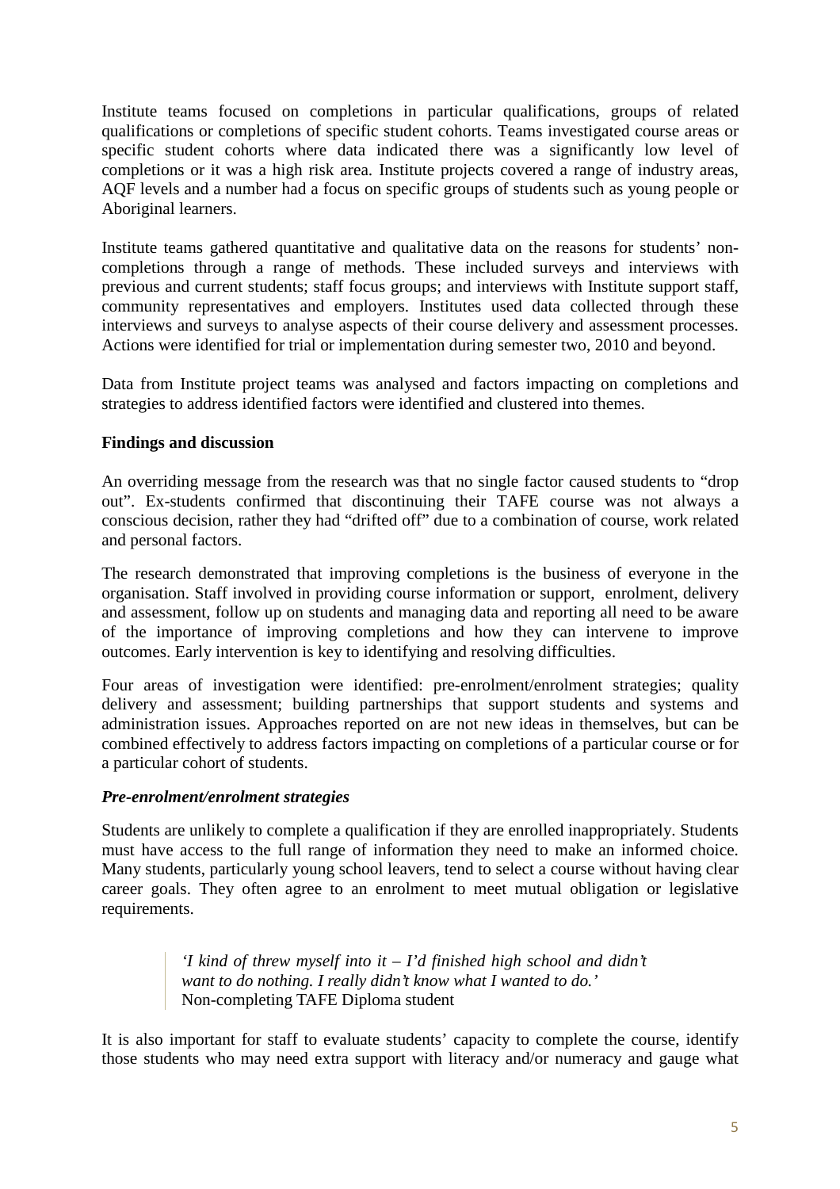Institute teams focused on completions in particular qualifications, groups of related qualifications or completions of specific student cohorts. Teams investigated course areas or specific student cohorts where data indicated there was a significantly low level of completions or it was a high risk area. Institute projects covered a range of industry areas, AQF levels and a number had a focus on specific groups of students such as young people or Aboriginal learners.

Institute teams gathered quantitative and qualitative data on the reasons for students' non-completions through a range of methods. These included surveys and interviews with previous and current students; staff focus groups; and interviews with Institute support staff, community representatives and employers. Institutes used data collected through these interviews and surveys to analyse aspects of their course delivery and assessment processes. Actions were identified for trial or implementation during semester two, 2010 and beyond.

Data from Institute project teams was analysed and factors impacting on completions and strategies to address identified factors were identified and clustered into themes.

## Findings and discussion

An overriding message from the research was that no single factor caused students to "drop out". Ex-students confirmed that discontinuing their TAFE course was not always a conscious decision, rather they had "drifted off" due to a combination of course, work related and personal factors.

The research demonstrated that improving completions is the business of everyone in the organisation. Staff involved in providing course information or support, enrolment, delivery and assessment, follow up on students and managing data and reporting all need to be aware of the importance of improving completions and how they can intervene to improve outcomes. Early intervention is key to identifying and resolving difficulties.

Four areas of investigation were identified: pre-enrolment/enrolment strategies; quality delivery and assessment; building partnerships that support students and systems and administration issues. Approaches reported on are not new ideas in themselves, but can be combined effectively to address factors impacting on completions of a particular course or for a particular cohort of students.

### *Pre-enrolment/enrolment strategies*

Students are unlikely to complete a qualification if they are enrolled inappropriately. Students must have access to the full range of information they need to make an informed choice. Many students, particularly young school leavers, tend to select a course without having clear career goals. They often agree to an enrolment to meet mutual obligation or legislative requirements.

> *'I kind of threw myself into it – I'd finished high school and didn't want to do nothing. I really didn't know what I wanted to do.'*
> Non-completing TAFE Diploma student

It is also important for staff to evaluate students' capacity to complete the course, identify those students who may need extra support with literacy and/or numeracy and gauge what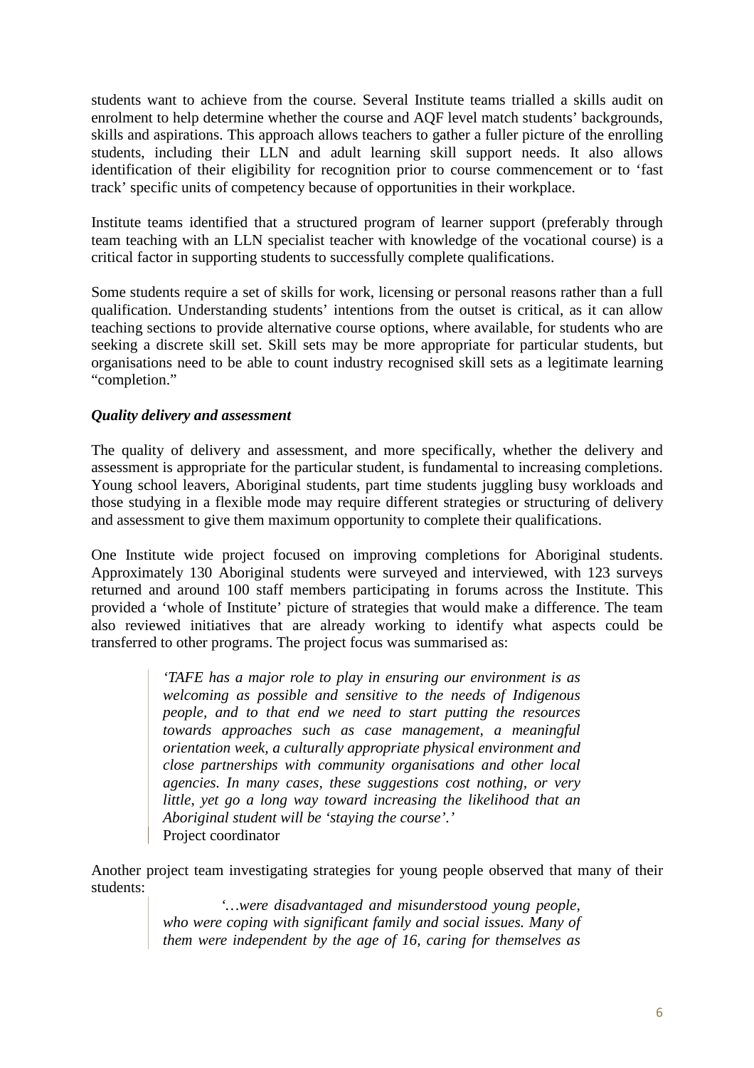students want to achieve from the course. Several Institute teams trialled a skills audit on enrolment to help determine whether the course and AQF level match students' backgrounds, skills and aspirations. This approach allows teachers to gather a fuller picture of the enrolling students, including their LLN and adult learning skill support needs. It also allows identification of their eligibility for recognition prior to course commencement or to 'fast track' specific units of competency because of opportunities in their workplace.

Institute teams identified that a structured program of learner support (preferably through team teaching with an LLN specialist teacher with knowledge of the vocational course) is a critical factor in supporting students to successfully complete qualifications.

Some students require a set of skills for work, licensing or personal reasons rather than a full qualification. Understanding students' intentions from the outset is critical, as it can allow teaching sections to provide alternative course options, where available, for students who are seeking a discrete skill set. Skill sets may be more appropriate for particular students, but organisations need to be able to count industry recognised skill sets as a legitimate learning "completion."

***Quality delivery and assessment***

The quality of delivery and assessment, and more specifically, whether the delivery and assessment is appropriate for the particular student, is fundamental to increasing completions. Young school leavers, Aboriginal students, part time students juggling busy workloads and those studying in a flexible mode may require different strategies or structuring of delivery and assessment to give them maximum opportunity to complete their qualifications.

One Institute wide project focused on improving completions for Aboriginal students. Approximately 130 Aboriginal students were surveyed and interviewed, with 123 surveys returned and around 100 staff members participating in forums across the Institute. This provided a 'whole of Institute' picture of strategies that would make a difference. The team also reviewed initiatives that are already working to identify what aspects could be transferred to other programs. The project focus was summarised as:

> *'TAFE has a major role to play in ensuring our environment is as welcoming as possible and sensitive to the needs of Indigenous people, and to that end we need to start putting the resources towards approaches such as case management, a meaningful orientation week, a culturally appropriate physical environment and close partnerships with community organisations and other local agencies. In many cases, these suggestions cost nothing, or very little, yet go a long way toward increasing the likelihood that an Aboriginal student will be 'staying the course'.'*
> Project coordinator

Another project team investigating strategies for young people observed that many of their students:

> *'…were disadvantaged and misunderstood young people, who were coping with significant family and social issues. Many of them were independent by the age of 16, caring for themselves as*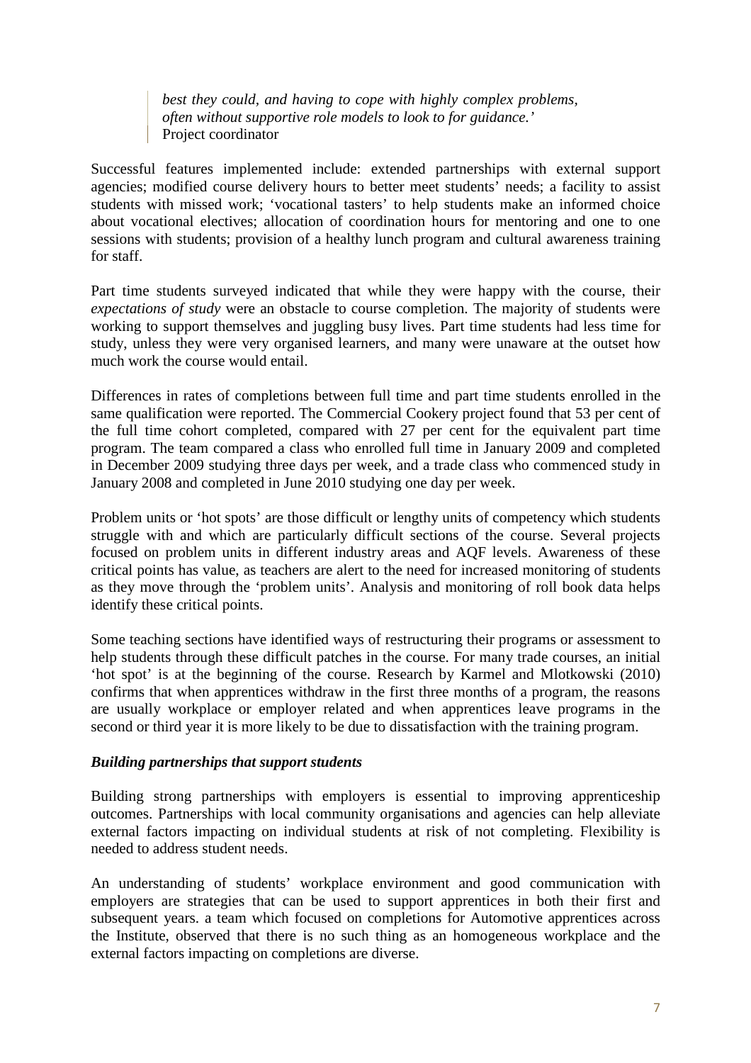> *best they could, and having to cope with highly complex problems, often without supportive role models to look to for guidance.'*
> Project coordinator

Successful features implemented include: extended partnerships with external support agencies; modified course delivery hours to better meet students' needs; a facility to assist students with missed work; 'vocational tasters' to help students make an informed choice about vocational electives; allocation of coordination hours for mentoring and one to one sessions with students; provision of a healthy lunch program and cultural awareness training for staff.

Part time students surveyed indicated that while they were happy with the course, their *expectations of study* were an obstacle to course completion. The majority of students were working to support themselves and juggling busy lives. Part time students had less time for study, unless they were very organised learners, and many were unaware at the outset how much work the course would entail.

Differences in rates of completions between full time and part time students enrolled in the same qualification were reported. The Commercial Cookery project found that 53 per cent of the full time cohort completed, compared with 27 per cent for the equivalent part time program. The team compared a class who enrolled full time in January 2009 and completed in December 2009 studying three days per week, and a trade class who commenced study in January 2008 and completed in June 2010 studying one day per week.

Problem units or 'hot spots' are those difficult or lengthy units of competency which students struggle with and which are particularly difficult sections of the course. Several projects focused on problem units in different industry areas and AQF levels. Awareness of these critical points has value, as teachers are alert to the need for increased monitoring of students as they move through the 'problem units'. Analysis and monitoring of roll book data helps identify these critical points.

Some teaching sections have identified ways of restructuring their programs or assessment to help students through these difficult patches in the course. For many trade courses, an initial 'hot spot' is at the beginning of the course. Research by Karmel and Mlotkowski (2010) confirms that when apprentices withdraw in the first three months of a program, the reasons are usually workplace or employer related and when apprentices leave programs in the second or third year it is more likely to be due to dissatisfaction with the training program.

***Building partnerships that support students***

Building strong partnerships with employers is essential to improving apprenticeship outcomes. Partnerships with local community organisations and agencies can help alleviate external factors impacting on individual students at risk of not completing. Flexibility is needed to address student needs.

An understanding of students' workplace environment and good communication with employers are strategies that can be used to support apprentices in both their first and subsequent years. a team which focused on completions for Automotive apprentices across the Institute, observed that there is no such thing as an homogeneous workplace and the external factors impacting on completions are diverse.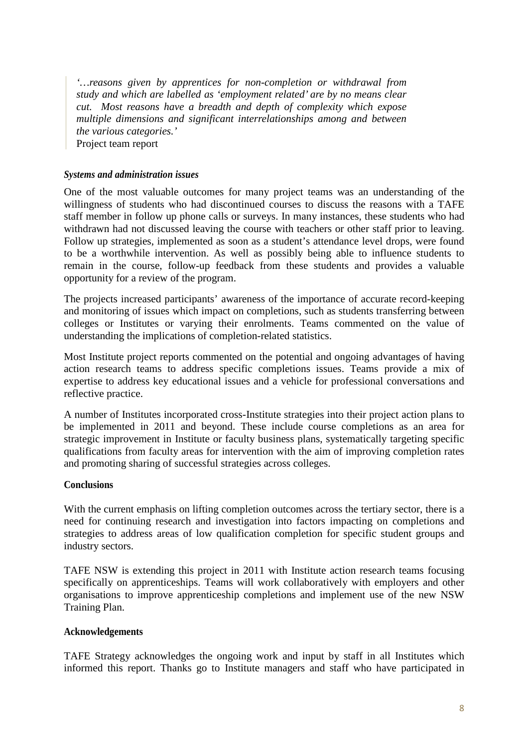> *'…reasons given by apprentices for non-completion or withdrawal from study and which are labelled as 'employment related' are by no means clear cut. Most reasons have a breadth and depth of complexity which expose multiple dimensions and significant interrelationships among and between the various categories.'*
> Project team report

***Systems and administration issues***

One of the most valuable outcomes for many project teams was an understanding of the willingness of students who had discontinued courses to discuss the reasons with a TAFE staff member in follow up phone calls or surveys. In many instances, these students who had withdrawn had not discussed leaving the course with teachers or other staff prior to leaving. Follow up strategies, implemented as soon as a student's attendance level drops, were found to be a worthwhile intervention. As well as possibly being able to influence students to remain in the course, follow-up feedback from these students and provides a valuable opportunity for a review of the program.

The projects increased participants' awareness of the importance of accurate record-keeping and monitoring of issues which impact on completions, such as students transferring between colleges or Institutes or varying their enrolments. Teams commented on the value of understanding the implications of completion-related statistics.

Most Institute project reports commented on the potential and ongoing advantages of having action research teams to address specific completions issues. Teams provide a mix of expertise to address key educational issues and a vehicle for professional conversations and reflective practice.

A number of Institutes incorporated cross-Institute strategies into their project action plans to be implemented in 2011 and beyond. These include course completions as an area for strategic improvement in Institute or faculty business plans, systematically targeting specific qualifications from faculty areas for intervention with the aim of improving completion rates and promoting sharing of successful strategies across colleges.

**Conclusions**

With the current emphasis on lifting completion outcomes across the tertiary sector, there is a need for continuing research and investigation into factors impacting on completions and strategies to address areas of low qualification completion for specific student groups and industry sectors.

TAFE NSW is extending this project in 2011 with Institute action research teams focusing specifically on apprenticeships. Teams will work collaboratively with employers and other organisations to improve apprenticeship completions and implement use of the new NSW Training Plan.

**Acknowledgements**

TAFE Strategy acknowledges the ongoing work and input by staff in all Institutes which informed this report. Thanks go to Institute managers and staff who have participated in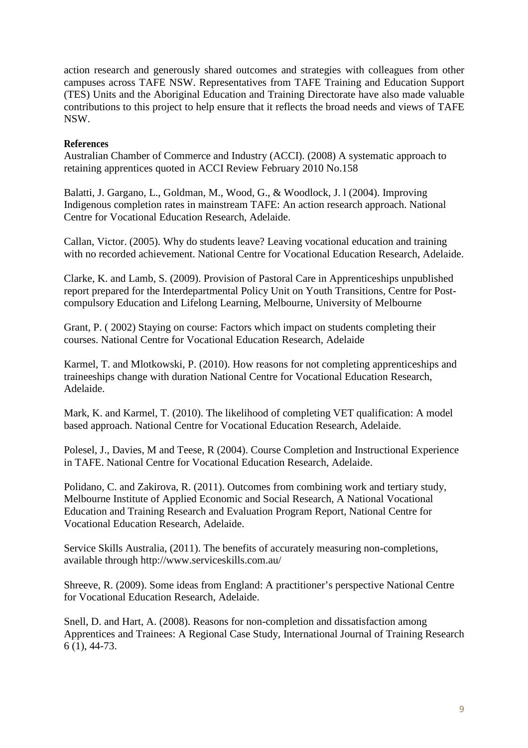action research and generously shared outcomes and strategies with colleagues from other campuses across TAFE NSW. Representatives from TAFE Training and Education Support (TES) Units and the Aboriginal Education and Training Directorate have also made valuable contributions to this project to help ensure that it reflects the broad needs and views of TAFE NSW.

**References**

Australian Chamber of Commerce and Industry (ACCI). (2008) A systematic approach to retaining apprentices quoted in ACCI Review February 2010 No.158

Balatti, J. Gargano, L., Goldman, M., Wood, G., & Woodlock, J. l (2004). Improving Indigenous completion rates in mainstream TAFE: An action research approach. National Centre for Vocational Education Research, Adelaide.

Callan, Victor. (2005). Why do students leave? Leaving vocational education and training with no recorded achievement. National Centre for Vocational Education Research, Adelaide.

Clarke, K. and Lamb, S. (2009). Provision of Pastoral Care in Apprenticeships unpublished report prepared for the Interdepartmental Policy Unit on Youth Transitions, Centre for Post-compulsory Education and Lifelong Learning, Melbourne, University of Melbourne

Grant, P. ( 2002) Staying on course: Factors which impact on students completing their courses. National Centre for Vocational Education Research, Adelaide

Karmel, T. and Mlotkowski, P. (2010). How reasons for not completing apprenticeships and traineeships change with duration National Centre for Vocational Education Research, Adelaide.

Mark, K. and Karmel, T. (2010). The likelihood of completing VET qualification: A model based approach. National Centre for Vocational Education Research, Adelaide.

Polesel, J., Davies, M and Teese, R (2004). Course Completion and Instructional Experience in TAFE. National Centre for Vocational Education Research, Adelaide.

Polidano, C. and Zakirova, R. (2011). Outcomes from combining work and tertiary study, Melbourne Institute of Applied Economic and Social Research, A National Vocational Education and Training Research and Evaluation Program Report, National Centre for Vocational Education Research, Adelaide.

Service Skills Australia, (2011). The benefits of accurately measuring non-completions, available through http://www.serviceskills.com.au/

Shreeve, R. (2009). Some ideas from England: A practitioner's perspective National Centre for Vocational Education Research, Adelaide.

Snell, D. and Hart, A. (2008). Reasons for non-completion and dissatisfaction among Apprentices and Trainees: A Regional Case Study, International Journal of Training Research 6 (1), 44-73.